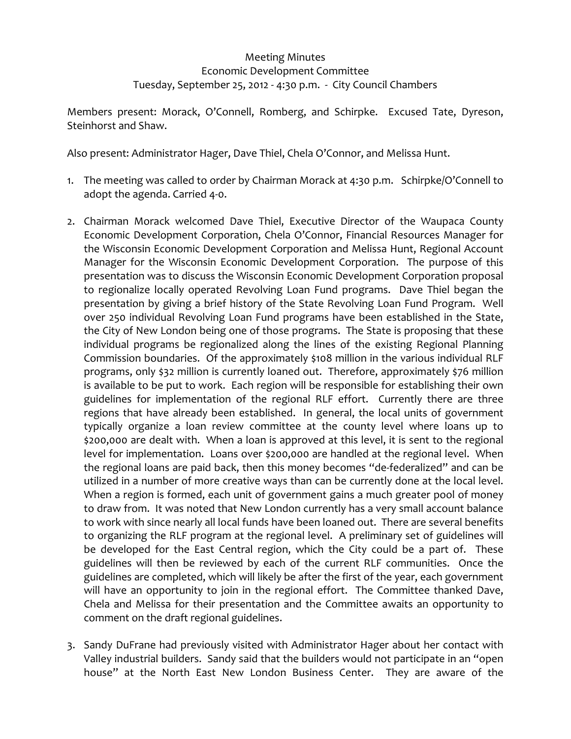Meeting Minutes
Economic Development Committee
Tuesday, September 25, 2012 - 4:30 p.m. - City Council Chambers

Members present: Morack, O'Connell, Romberg, and Schirpke. Excused Tate, Dyreson, Steinhorst and Shaw.

Also present: Administrator Hager, Dave Thiel, Chela O'Connor, and Melissa Hunt.

1. The meeting was called to order by Chairman Morack at 4:30 p.m. Schirpke/O'Connell to adopt the agenda. Carried 4-0.

2. Chairman Morack welcomed Dave Thiel, Executive Director of the Waupaca County Economic Development Corporation, Chela O'Connor, Financial Resources Manager for the Wisconsin Economic Development Corporation and Melissa Hunt, Regional Account Manager for the Wisconsin Economic Development Corporation. The purpose of this presentation was to discuss the Wisconsin Economic Development Corporation proposal to regionalize locally operated Revolving Loan Fund programs. Dave Thiel began the presentation by giving a brief history of the State Revolving Loan Fund Program. Well over 250 individual Revolving Loan Fund programs have been established in the State, the City of New London being one of those programs. The State is proposing that these individual programs be regionalized along the lines of the existing Regional Planning Commission boundaries. Of the approximately $108 million in the various individual RLF programs, only $32 million is currently loaned out. Therefore, approximately $76 million is available to be put to work. Each region will be responsible for establishing their own guidelines for implementation of the regional RLF effort. Currently there are three regions that have already been established. In general, the local units of government typically organize a loan review committee at the county level where loans up to $200,000 are dealt with. When a loan is approved at this level, it is sent to the regional level for implementation. Loans over $200,000 are handled at the regional level. When the regional loans are paid back, then this money becomes "de-federalized" and can be utilized in a number of more creative ways than can be currently done at the local level. When a region is formed, each unit of government gains a much greater pool of money to draw from. It was noted that New London currently has a very small account balance to work with since nearly all local funds have been loaned out. There are several benefits to organizing the RLF program at the regional level. A preliminary set of guidelines will be developed for the East Central region, which the City could be a part of. These guidelines will then be reviewed by each of the current RLF communities. Once the guidelines are completed, which will likely be after the first of the year, each government will have an opportunity to join in the regional effort. The Committee thanked Dave, Chela and Melissa for their presentation and the Committee awaits an opportunity to comment on the draft regional guidelines.

3. Sandy DuFrane had previously visited with Administrator Hager about her contact with Valley industrial builders. Sandy said that the builders would not participate in an "open house" at the North East New London Business Center. They are aware of the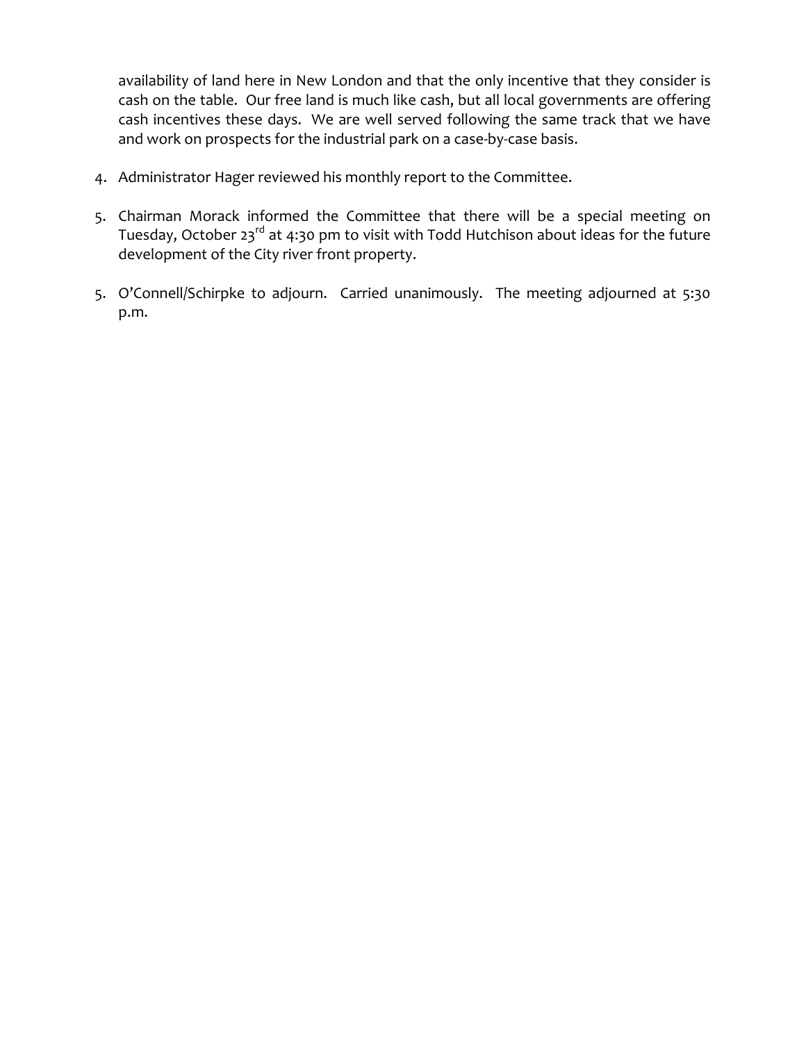availability of land here in New London and that the only incentive that they consider is cash on the table. Our free land is much like cash, but all local governments are offering cash incentives these days. We are well served following the same track that we have and work on prospects for the industrial park on a case-by-case basis.

4. Administrator Hager reviewed his monthly report to the Committee.

5. Chairman Morack informed the Committee that there will be a special meeting on Tuesday, October 23rd at 4:30 pm to visit with Todd Hutchison about ideas for the future development of the City river front property.

5. O'Connell/Schirpke to adjourn. Carried unanimously. The meeting adjourned at 5:30 p.m.